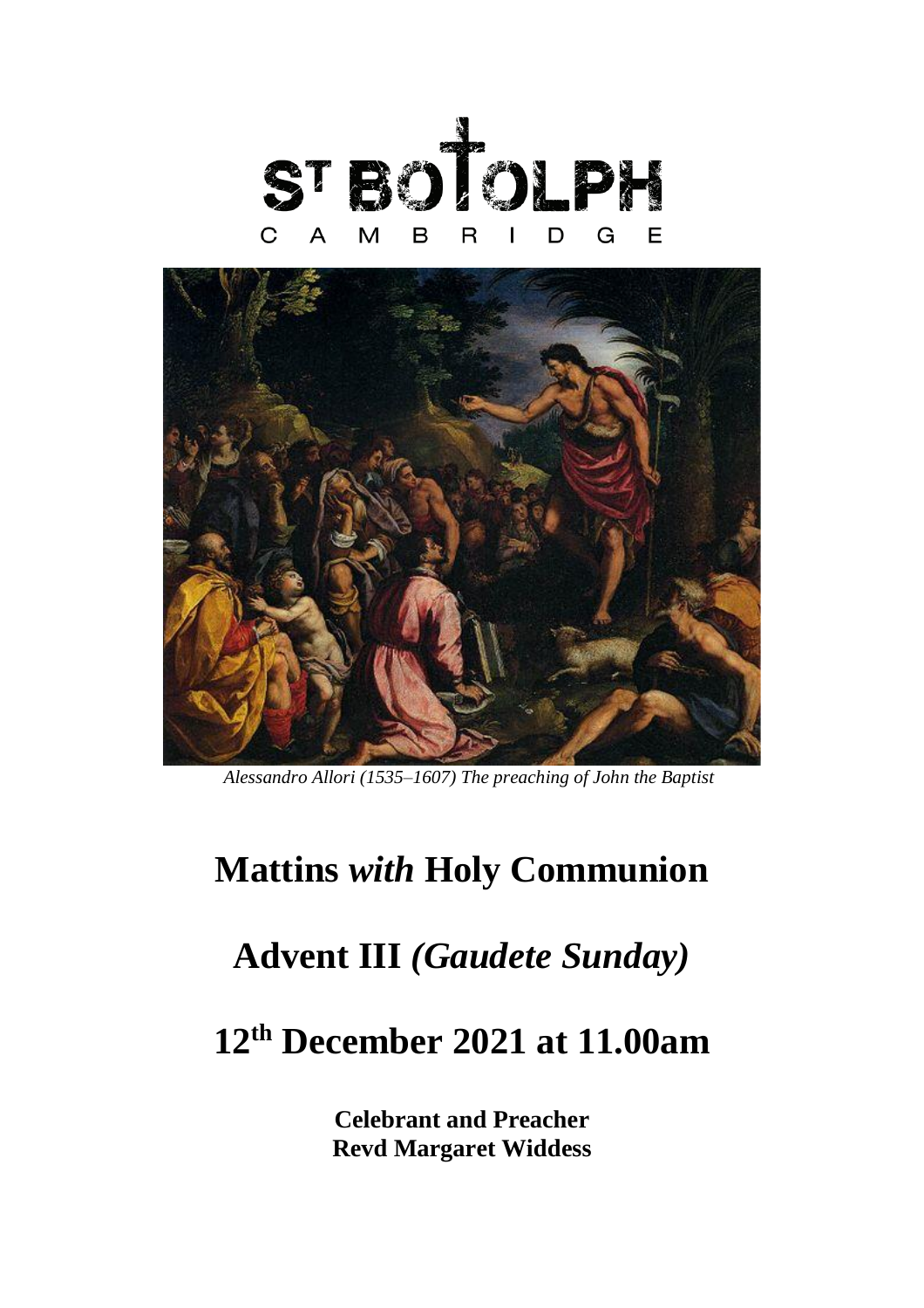ST BOTOLPH

CAMBRIDGE

*Alessandro Allori (1535–1607) The preaching of John the Baptist*

# Mattins *with* Holy Communion

# Advent III *(Gaudete Sunday)*

# 12th December 2021 at 11.00am

**Celebrant and Preacher**
**Revd Margaret Widdess**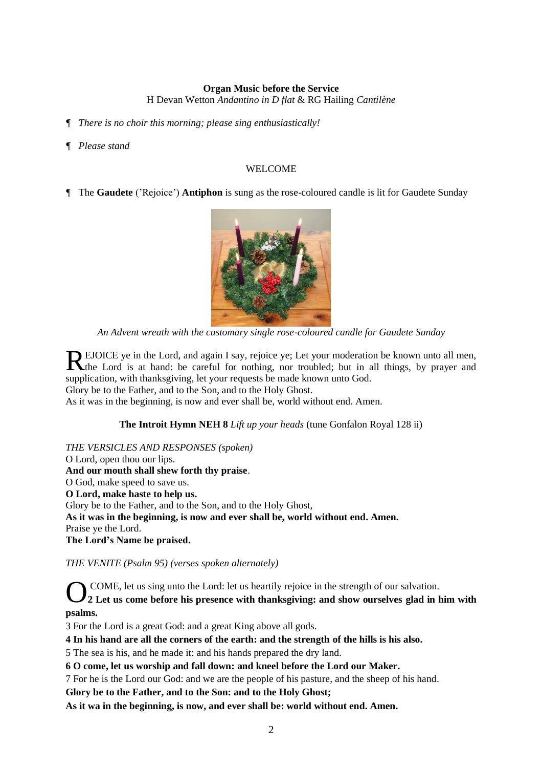**Organ Music before the Service**

H Devan Wetton *Andantino in D flat* & RG Hailing *Cantilène*

¶ *There is no choir this morning; please sing enthusiastically!*

¶ *Please stand*

WELCOME

¶ The **Gaudete** ('Rejoice') **Antiphon** is sung as the rose-coloured candle is lit for Gaudete Sunday

*An Advent wreath with the customary single rose-coloured candle for Gaudete Sunday*

REJOICE ye in the Lord, and again I say, rejoice ye; Let your moderation be known unto all men, the Lord is at hand: be careful for nothing, nor troubled; but in all things, by prayer and supplication, with thanksgiving, let your requests be made known unto God.
Glory be to the Father, and to the Son, and to the Holy Ghost.
As it was in the beginning, is now and ever shall be, world without end. Amen.

**The Introit Hymn NEH 8** *Lift up your heads* (tune Gonfalon Royal 128 ii)

*THE VERSICLES AND RESPONSES (spoken)*

O Lord, open thou our lips.
**And our mouth shall shew forth thy praise**.
O God, make speed to save us.
**O Lord, make haste to help us.**
Glory be to the Father, and to the Son, and to the Holy Ghost,
**As it was in the beginning, is now and ever shall be, world without end. Amen.**
Praise ye the Lord.
**The Lord's Name be praised.**

*THE VENITE (Psalm 95) (verses spoken alternately)*

O COME, let us sing unto the Lord: let us heartily rejoice in the strength of our salvation.
**2 Let us come before his presence with thanksgiving: and show ourselves glad in him with psalms.**
3 For the Lord is a great God: and a great King above all gods.
**4 In his hand are all the corners of the earth: and the strength of the hills is his also.**
5 The sea is his, and he made it: and his hands prepared the dry land.
**6 O come, let us worship and fall down: and kneel before the Lord our Maker.**
7 For he is the Lord our God: and we are the people of his pasture, and the sheep of his hand.
**Glory be to the Father, and to the Son: and to the Holy Ghost;**
**As it wa in the beginning, is now, and ever shall be: world without end. Amen.**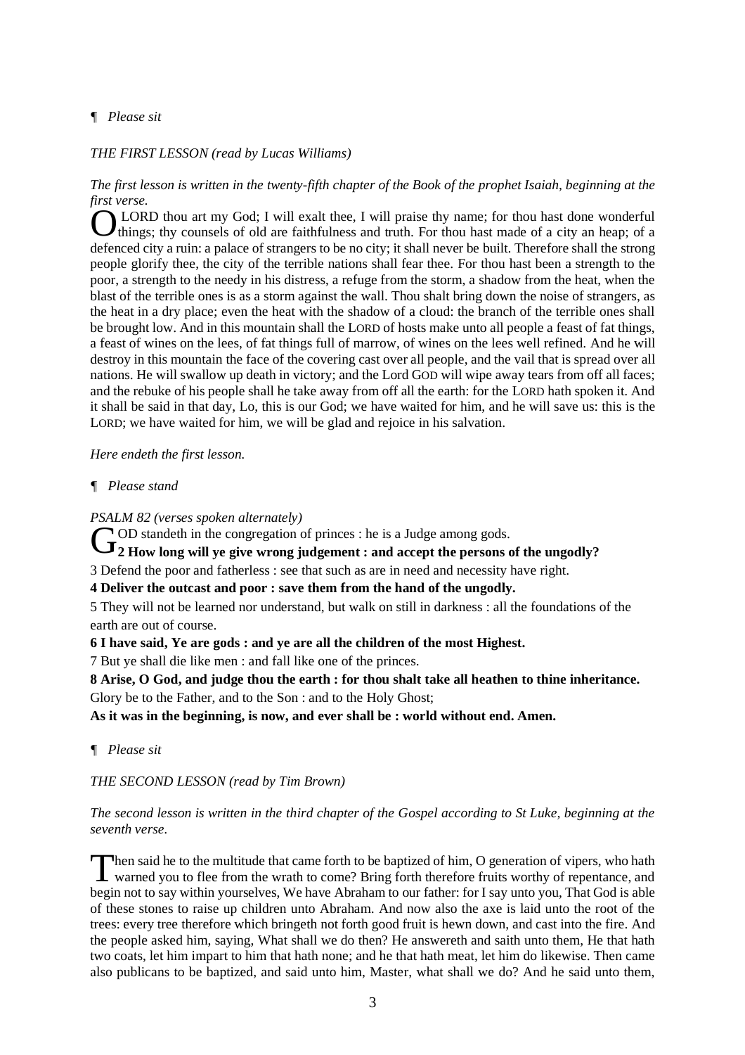¶ *Please sit*

*THE FIRST LESSON (read by Lucas Williams)*

*The first lesson is written in the twenty-fifth chapter of the Book of the prophet Isaiah, beginning at the first verse.*

O LORD thou art my God; I will exalt thee, I will praise thy name; for thou hast done wonderful things; thy counsels of old are faithfulness and truth. For thou hast made of a city an heap; of a defenced city a ruin: a palace of strangers to be no city; it shall never be built. Therefore shall the strong people glorify thee, the city of the terrible nations shall fear thee. For thou hast been a strength to the poor, a strength to the needy in his distress, a refuge from the storm, a shadow from the heat, when the blast of the terrible ones is as a storm against the wall. Thou shalt bring down the noise of strangers, as the heat in a dry place; even the heat with the shadow of a cloud: the branch of the terrible ones shall be brought low. And in this mountain shall the LORD of hosts make unto all people a feast of fat things, a feast of wines on the lees, of fat things full of marrow, of wines on the lees well refined. And he will destroy in this mountain the face of the covering cast over all people, and the vail that is spread over all nations. He will swallow up death in victory; and the Lord GOD will wipe away tears from off all faces; and the rebuke of his people shall he take away from off all the earth: for the LORD hath spoken it. And it shall be said in that day, Lo, this is our God; we have waited for him, and he will save us: this is the LORD; we have waited for him, we will be glad and rejoice in his salvation.

*Here endeth the first lesson.*

¶ *Please stand*

*PSALM 82 (verses spoken alternately)*

GOD standeth in the congregation of princes : he is a Judge among gods.

**2 How long will ye give wrong judgement : and accept the persons of the ungodly?**

3 Defend the poor and fatherless : see that such as are in need and necessity have right.

**4 Deliver the outcast and poor : save them from the hand of the ungodly.**

5 They will not be learned nor understand, but walk on still in darkness : all the foundations of the earth are out of course.

**6 I have said, Ye are gods : and ye are all the children of the most Highest.**

7 But ye shall die like men : and fall like one of the princes.

**8 Arise, O God, and judge thou the earth : for thou shalt take all heathen to thine inheritance.**

Glory be to the Father, and to the Son : and to the Holy Ghost;

**As it was in the beginning, is now, and ever shall be : world without end. Amen.**

¶ *Please sit*

*THE SECOND LESSON (read by Tim Brown)*

*The second lesson is written in the third chapter of the Gospel according to St Luke, beginning at the seventh verse.*

Then said he to the multitude that came forth to be baptized of him, O generation of vipers, who hath warned you to flee from the wrath to come? Bring forth therefore fruits worthy of repentance, and begin not to say within yourselves, We have Abraham to our father: for I say unto you, That God is able of these stones to raise up children unto Abraham. And now also the axe is laid unto the root of the trees: every tree therefore which bringeth not forth good fruit is hewn down, and cast into the fire. And the people asked him, saying, What shall we do then? He answereth and saith unto them, He that hath two coats, let him impart to him that hath none; and he that hath meat, let him do likewise. Then came also publicans to be baptized, and said unto him, Master, what shall we do? And he said unto them,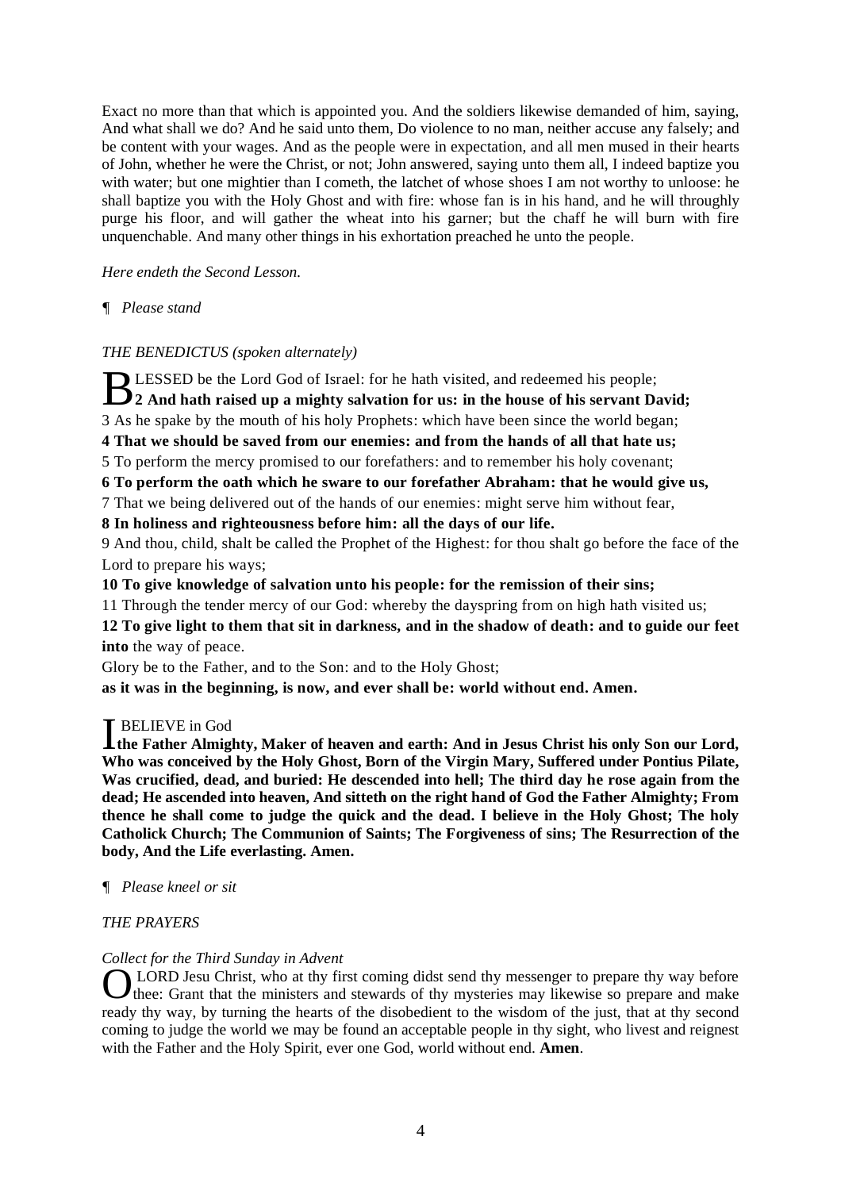Exact no more than that which is appointed you. And the soldiers likewise demanded of him, saying, And what shall we do? And he said unto them, Do violence to no man, neither accuse any falsely; and be content with your wages. And as the people were in expectation, and all men mused in their hearts of John, whether he were the Christ, or not; John answered, saying unto them all, I indeed baptize you with water; but one mightier than I cometh, the latchet of whose shoes I am not worthy to unloose: he shall baptize you with the Holy Ghost and with fire: whose fan is in his hand, and he will throughly purge his floor, and will gather the wheat into his garner; but the chaff he will burn with fire unquenchable. And many other things in his exhortation preached he unto the people.

*Here endeth the Second Lesson.*

¶ *Please stand*

*THE BENEDICTUS (spoken alternately)*

BLESSED be the Lord God of Israel: for he hath visited, and redeemed his people;
**2 And hath raised up a mighty salvation for us: in the house of his servant David;**
3 As he spake by the mouth of his holy Prophets: which have been since the world began;
**4 That we should be saved from our enemies: and from the hands of all that hate us;**
5 To perform the mercy promised to our forefathers: and to remember his holy covenant;
**6 To perform the oath which he sware to our forefather Abraham: that he would give us,**
7 That we being delivered out of the hands of our enemies: might serve him without fear,
**8 In holiness and righteousness before him: all the days of our life.**
9 And thou, child, shalt be called the Prophet of the Highest: for thou shalt go before the face of the Lord to prepare his ways;
**10 To give knowledge of salvation unto his people: for the remission of their sins;**
11 Through the tender mercy of our God: whereby the dayspring from on high hath visited us;
**12 To give light to them that sit in darkness, and in the shadow of death: and to guide our feet into** the way of peace.
Glory be to the Father, and to the Son: and to the Holy Ghost;
**as it was in the beginning, is now, and ever shall be: world without end. Amen.**

I BELIEVE in God
**the Father Almighty, Maker of heaven and earth: And in Jesus Christ his only Son our Lord, Who was conceived by the Holy Ghost, Born of the Virgin Mary, Suffered under Pontius Pilate, Was crucified, dead, and buried: He descended into hell; The third day he rose again from the dead; He ascended into heaven, And sitteth on the right hand of God the Father Almighty; From thence he shall come to judge the quick and the dead. I believe in the Holy Ghost; The holy Catholick Church; The Communion of Saints; The Forgiveness of sins; The Resurrection of the body, And the Life everlasting. Amen.**

¶ *Please kneel or sit*

*THE PRAYERS*

*Collect for the Third Sunday in Advent*

O LORD Jesu Christ, who at thy first coming didst send thy messenger to prepare thy way before thee: Grant that the ministers and stewards of thy mysteries may likewise so prepare and make ready thy way, by turning the hearts of the disobedient to the wisdom of the just, that at thy second coming to judge the world we may be found an acceptable people in thy sight, who livest and reignest with the Father and the Holy Spirit, ever one God, world without end. **Amen**.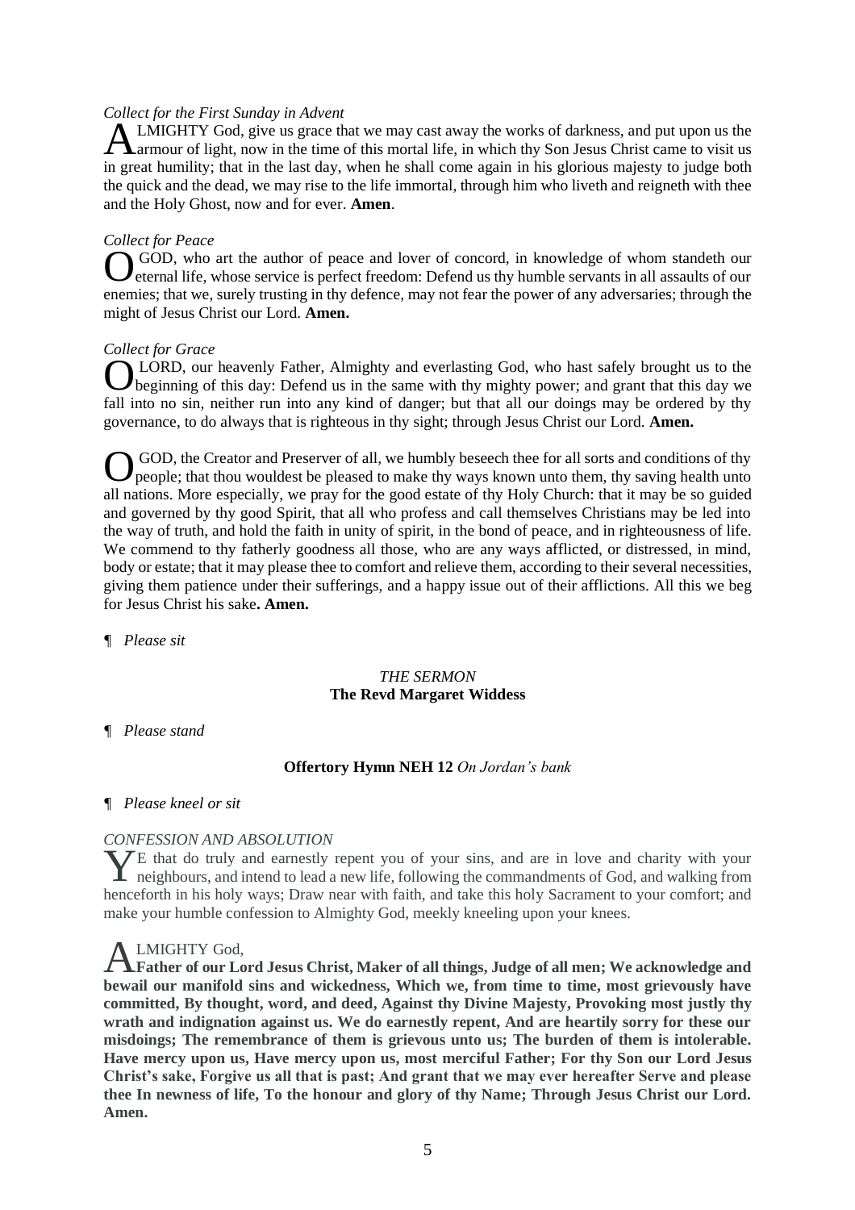*Collect for the First Sunday in Advent*

ALMIGHTY God, give us grace that we may cast away the works of darkness, and put upon us the armour of light, now in the time of this mortal life, in which thy Son Jesus Christ came to visit us in great humility; that in the last day, when he shall come again in his glorious majesty to judge both the quick and the dead, we may rise to the life immortal, through him who liveth and reigneth with thee and the Holy Ghost, now and for ever. **Amen**.

*Collect for Peace*

O GOD, who art the author of peace and lover of concord, in knowledge of whom standeth our eternal life, whose service is perfect freedom: Defend us thy humble servants in all assaults of our enemies; that we, surely trusting in thy defence, may not fear the power of any adversaries; through the might of Jesus Christ our Lord. **Amen.**

*Collect for Grace*

O LORD, our heavenly Father, Almighty and everlasting God, who hast safely brought us to the beginning of this day: Defend us in the same with thy mighty power; and grant that this day we fall into no sin, neither run into any kind of danger; but that all our doings may be ordered by thy governance, to do always that is righteous in thy sight; through Jesus Christ our Lord. **Amen.**

O GOD, the Creator and Preserver of all, we humbly beseech thee for all sorts and conditions of thy people; that thou wouldest be pleased to make thy ways known unto them, thy saving health unto all nations. More especially, we pray for the good estate of thy Holy Church: that it may be so guided and governed by thy good Spirit, that all who profess and call themselves Christians may be led into the way of truth, and hold the faith in unity of spirit, in the bond of peace, and in righteousness of life. We commend to thy fatherly goodness all those, who are any ways afflicted, or distressed, in mind, body or estate; that it may please thee to comfort and relieve them, according to their several necessities, giving them patience under their sufferings, and a happy issue out of their afflictions. All this we beg for Jesus Christ his sake**. Amen.**

¶ *Please sit*

*THE SERMON*
**The Revd Margaret Widdess**

¶ *Please stand*

**Offertory Hymn NEH 12** *On Jordan's bank*

¶ *Please kneel or sit*

*CONFESSION AND ABSOLUTION*

YE that do truly and earnestly repent you of your sins, and are in love and charity with your neighbours, and intend to lead a new life, following the commandments of God, and walking from henceforth in his holy ways; Draw near with faith, and take this holy Sacrament to your comfort; and make your humble confession to Almighty God, meekly kneeling upon your knees.

ALMIGHTY God,
**Father of our Lord Jesus Christ, Maker of all things, Judge of all men; We acknowledge and bewail our manifold sins and wickedness, Which we, from time to time, most grievously have committed, By thought, word, and deed, Against thy Divine Majesty, Provoking most justly thy wrath and indignation against us. We do earnestly repent, And are heartily sorry for these our misdoings; The remembrance of them is grievous unto us; The burden of them is intolerable. Have mercy upon us, Have mercy upon us, most merciful Father; For thy Son our Lord Jesus Christ's sake, Forgive us all that is past; And grant that we may ever hereafter Serve and please thee In newness of life, To the honour and glory of thy Name; Through Jesus Christ our Lord. Amen.**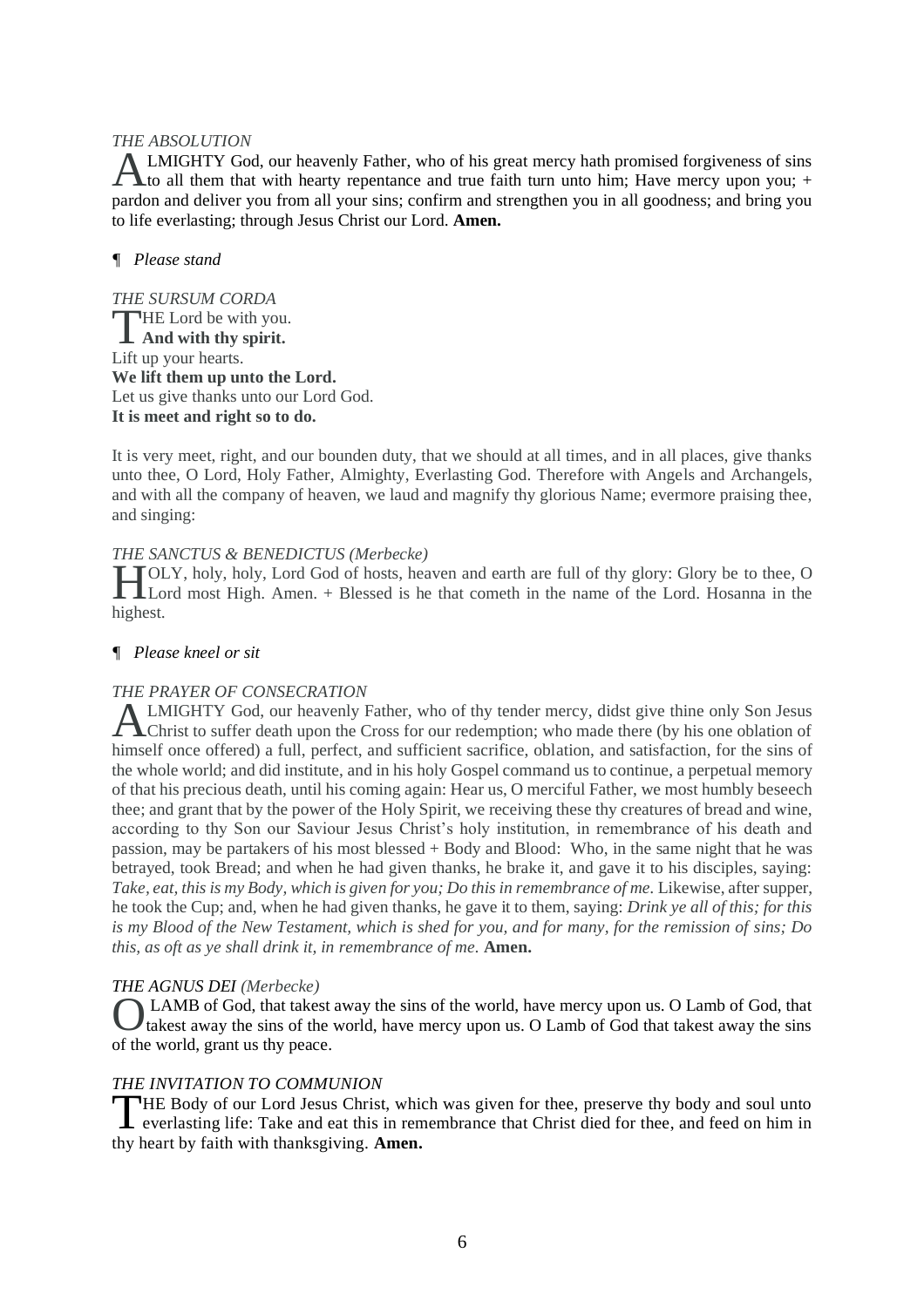*THE ABSOLUTION*

ALMIGHTY God, our heavenly Father, who of his great mercy hath promised forgiveness of sins to all them that with hearty repentance and true faith turn unto him; Have mercy upon you; + pardon and deliver you from all your sins; confirm and strengthen you in all goodness; and bring you to life everlasting; through Jesus Christ our Lord. **Amen.**

¶ *Please stand*

*THE SURSUM CORDA*

THE Lord be with you.
**And with thy spirit.**
Lift up your hearts.
**We lift them up unto the Lord.**
Let us give thanks unto our Lord God.
**It is meet and right so to do.**

It is very meet, right, and our bounden duty, that we should at all times, and in all places, give thanks unto thee, O Lord, Holy Father, Almighty, Everlasting God. Therefore with Angels and Archangels, and with all the company of heaven, we laud and magnify thy glorious Name; evermore praising thee, and singing:

*THE SANCTUS & BENEDICTUS (Merbecke)*

HOLY, holy, holy, Lord God of hosts, heaven and earth are full of thy glory: Glory be to thee, O Lord most High. Amen. + Blessed is he that cometh in the name of the Lord. Hosanna in the highest.

¶ *Please kneel or sit*

*THE PRAYER OF CONSECRATION*

ALMIGHTY God, our heavenly Father, who of thy tender mercy, didst give thine only Son Jesus Christ to suffer death upon the Cross for our redemption; who made there (by his one oblation of himself once offered) a full, perfect, and sufficient sacrifice, oblation, and satisfaction, for the sins of the whole world; and did institute, and in his holy Gospel command us to continue, a perpetual memory of that his precious death, until his coming again: Hear us, O merciful Father, we most humbly beseech thee; and grant that by the power of the Holy Spirit, we receiving these thy creatures of bread and wine, according to thy Son our Saviour Jesus Christ's holy institution, in remembrance of his death and passion, may be partakers of his most blessed + Body and Blood: Who, in the same night that he was betrayed, took Bread; and when he had given thanks, he brake it, and gave it to his disciples, saying: *Take, eat, this is my Body, which is given for you; Do this in remembrance of me.* Likewise, after supper, he took the Cup; and, when he had given thanks, he gave it to them, saying: *Drink ye all of this; for this is my Blood of the New Testament, which is shed for you, and for many, for the remission of sins; Do this, as oft as ye shall drink it, in remembrance of me.* **Amen.**

*THE AGNUS DEI (Merbecke)*

O LAMB of God, that takest away the sins of the world, have mercy upon us. O Lamb of God, that takest away the sins of the world, have mercy upon us. O Lamb of God that takest away the sins of the world, grant us thy peace.

*THE INVITATION TO COMMUNION*

THE Body of our Lord Jesus Christ, which was given for thee, preserve thy body and soul unto everlasting life: Take and eat this in remembrance that Christ died for thee, and feed on him in thy heart by faith with thanksgiving. **Amen.**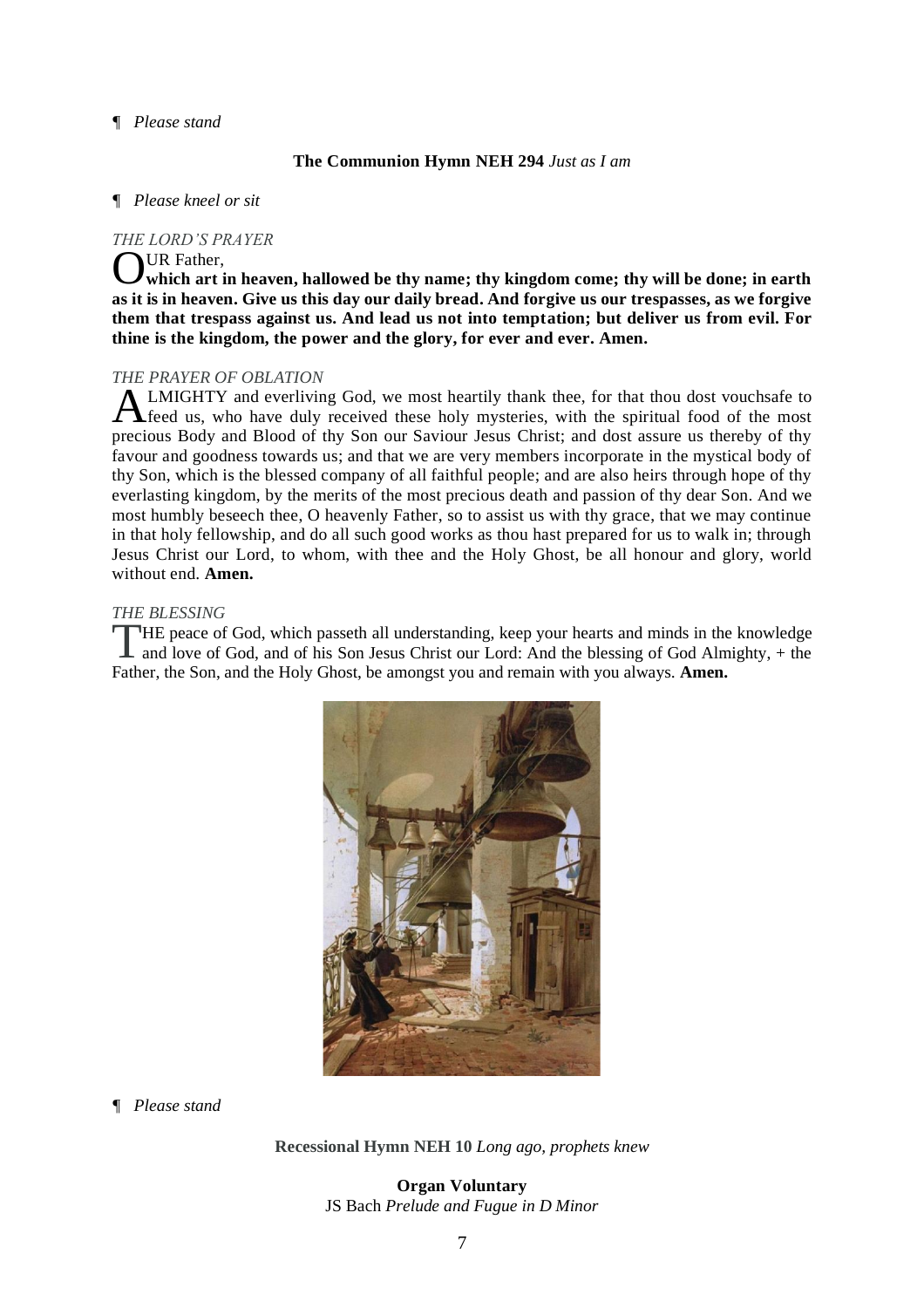¶ *Please stand*

**The Communion Hymn NEH 294** *Just as I am*

¶ *Please kneel or sit*

*THE LORD'S PRAYER*

OUR Father,
**which art in heaven, hallowed be thy name; thy kingdom come; thy will be done; in earth as it is in heaven. Give us this day our daily bread. And forgive us our trespasses, as we forgive them that trespass against us. And lead us not into temptation; but deliver us from evil. For thine is the kingdom, the power and the glory, for ever and ever. Amen.**

*THE PRAYER OF OBLATION*

ALMIGHTY and everliving God, we most heartily thank thee, for that thou dost vouchsafe to feed us, who have duly received these holy mysteries, with the spiritual food of the most precious Body and Blood of thy Son our Saviour Jesus Christ; and dost assure us thereby of thy favour and goodness towards us; and that we are very members incorporate in the mystical body of thy Son, which is the blessed company of all faithful people; and are also heirs through hope of thy everlasting kingdom, by the merits of the most precious death and passion of thy dear Son. And we most humbly beseech thee, O heavenly Father, so to assist us with thy grace, that we may continue in that holy fellowship, and do all such good works as thou hast prepared for us to walk in; through Jesus Christ our Lord, to whom, with thee and the Holy Ghost, be all honour and glory, world without end. **Amen.**

*THE BLESSING*

THE peace of God, which passeth all understanding, keep your hearts and minds in the knowledge and love of God, and of his Son Jesus Christ our Lord: And the blessing of God Almighty, + the Father, the Son, and the Holy Ghost, be amongst you and remain with you always. **Amen.**

¶ *Please stand*

**Recessional Hymn NEH 10** *Long ago, prophets knew*

**Organ Voluntary**
JS Bach *Prelude and Fugue in D Minor*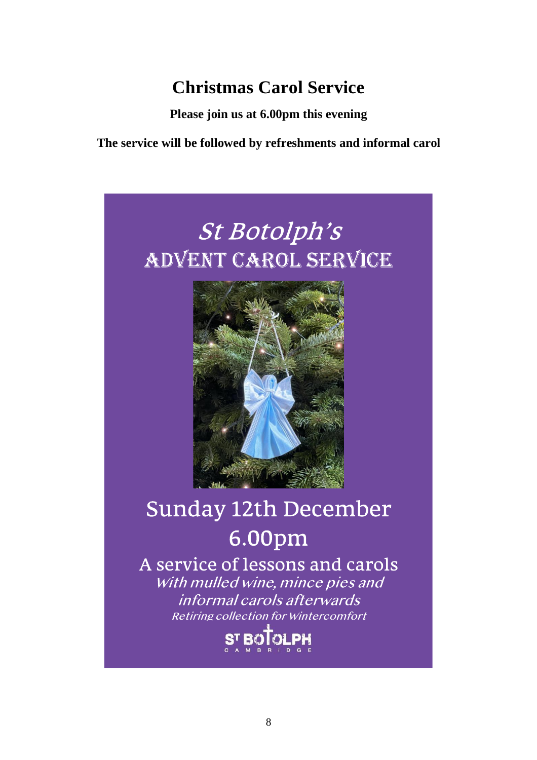# Christmas Carol Service

**Please join us at 6.00pm this evening**

**The service will be followed by refreshments and informal carol**

## St Botolph's
## ADVENT CAROL SERVICE

Sunday 12th December

6.00pm

A service of lessons and carols

*With mulled wine, mince pies and informal carols afterwards*

*Retiring collection for Wintercomfort*

ST BOTOLPH
CAMBRIDGE